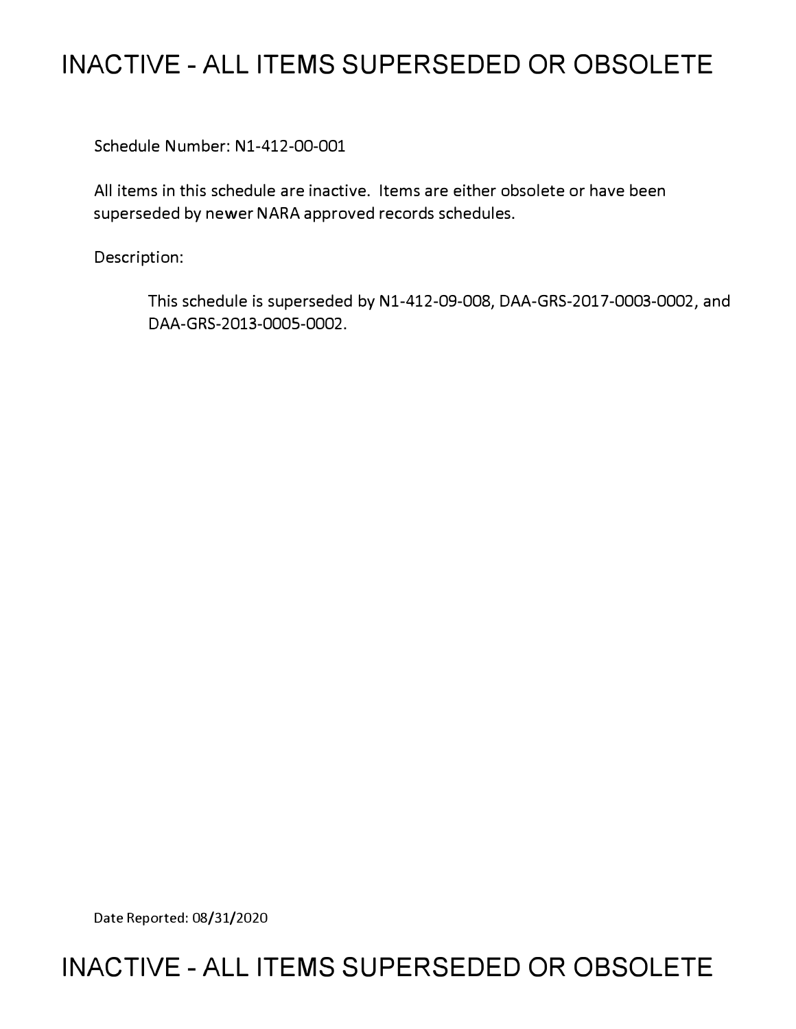# INACTIVE - ALL ITEMS SUPERSEDED OR OBSOLETE

Schedule Number: N1-412-00-001

All items in this schedule are inactive. Items are either obsolete or have been superseded by newer NARA approved records schedules.

Description:

> This schedule is superseded by N1-412-09-008, DAA-GRS-2017-0003-0002, and DAA-GRS-2013-0005-0002.

Date Reported: 08/31/2020

# INACTIVE - ALL ITEMS SUPERSEDED OR OBSOLETE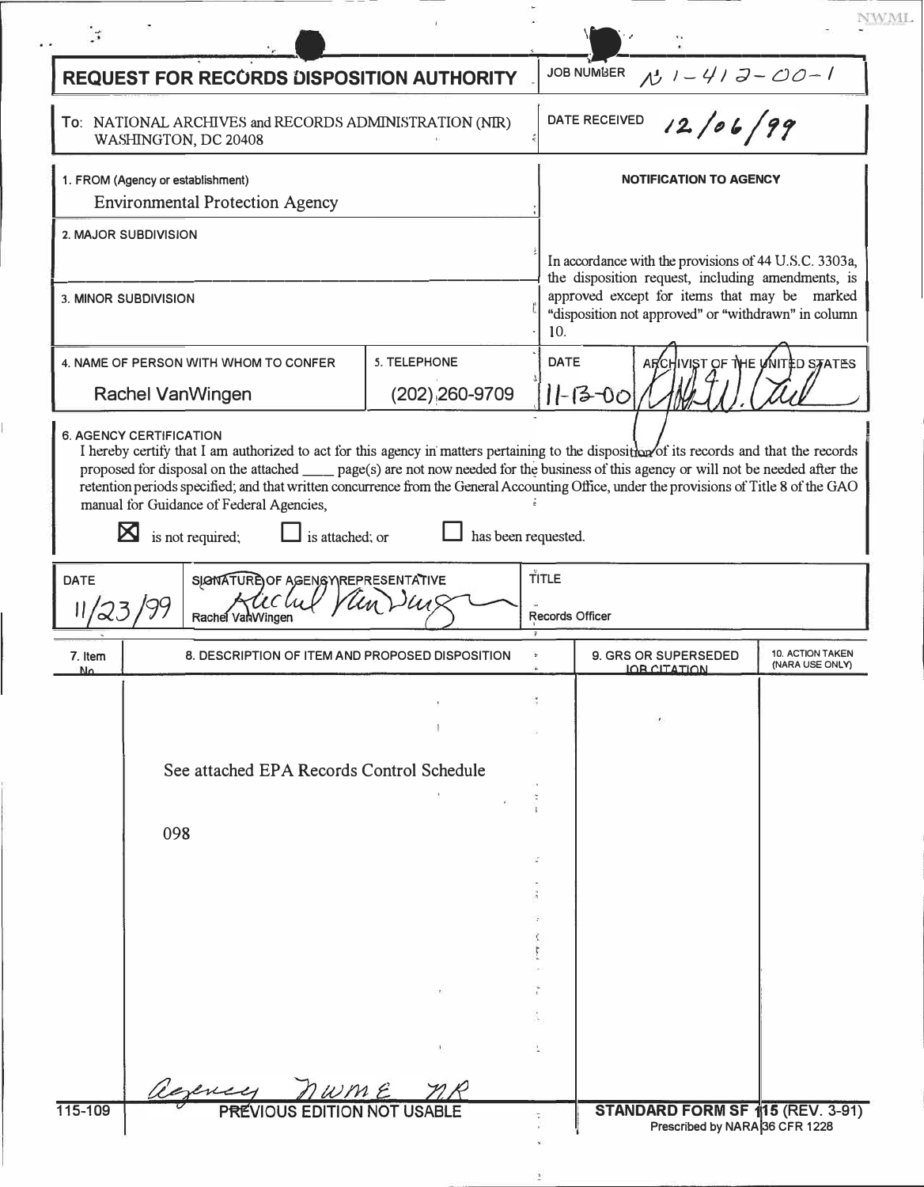NWML

# REQUEST FOR RECORDS DISPOSITION AUTHORITY

**JOB NUMBER** N1-412-00-1

**To:** NATIONAL ARCHIVES and RECORDS ADMINISTRATION (NIR)
WASHINGTON, DC 20408

**DATE RECEIVED** 12/06/99

**1. FROM (Agency or establishment)**
Environmental Protection Agency

**2. MAJOR SUBDIVISION**

**3. MINOR SUBDIVISION**

**NOTIFICATION TO AGENCY**

In accordance with the provisions of 44 U.S.C. 3303a, the disposition request, including amendments, is approved except for items that may be marked "disposition not approved" or "withdrawn" in column 10.

| 4. NAME OF PERSON WITH WHOM TO CONFER | 5. TELEPHONE | DATE | ARCHIVIST OF THE UNITED STATES |
|---|---|---|---|
| Rachel VanWingen | (202) 260-9709 | 11-13-00 | (signature) |

**6. AGENCY CERTIFICATION**

I hereby certify that I am authorized to act for this agency in matters pertaining to the disposition of its records and that the records proposed for disposal on the attached ____ page(s) are not now needed for the business of this agency or will not be needed after the retention periods specified; and that written concurrence from the General Accounting Office, under the provisions of Title 8 of the GAO manual for Guidance of Federal Agencies,

☒ is not required; ☐ is attached; or ☐ has been requested.

| DATE | SIGNATURE OF AGENCY REPRESENTATIVE | TITLE |
|---|---|---|
| 11/23/99 | (signature) Rachel VanWingen | Records Officer |

| 7. Item No. | 8. DESCRIPTION OF ITEM AND PROPOSED DISPOSITION | 9. GRS OR SUPERSEDED JOB CITATION | 10. ACTION TAKEN (NARA USE ONLY) |
|---|---|---|---|
| | See attached EPA Records Control Schedule<br><br>098 | | |

agency NWME NR

115-109 PREVIOUS EDITION NOT USABLE

**STANDARD FORM SF 115 (REV. 3-91)**
Prescribed by NARA 36 CFR 1228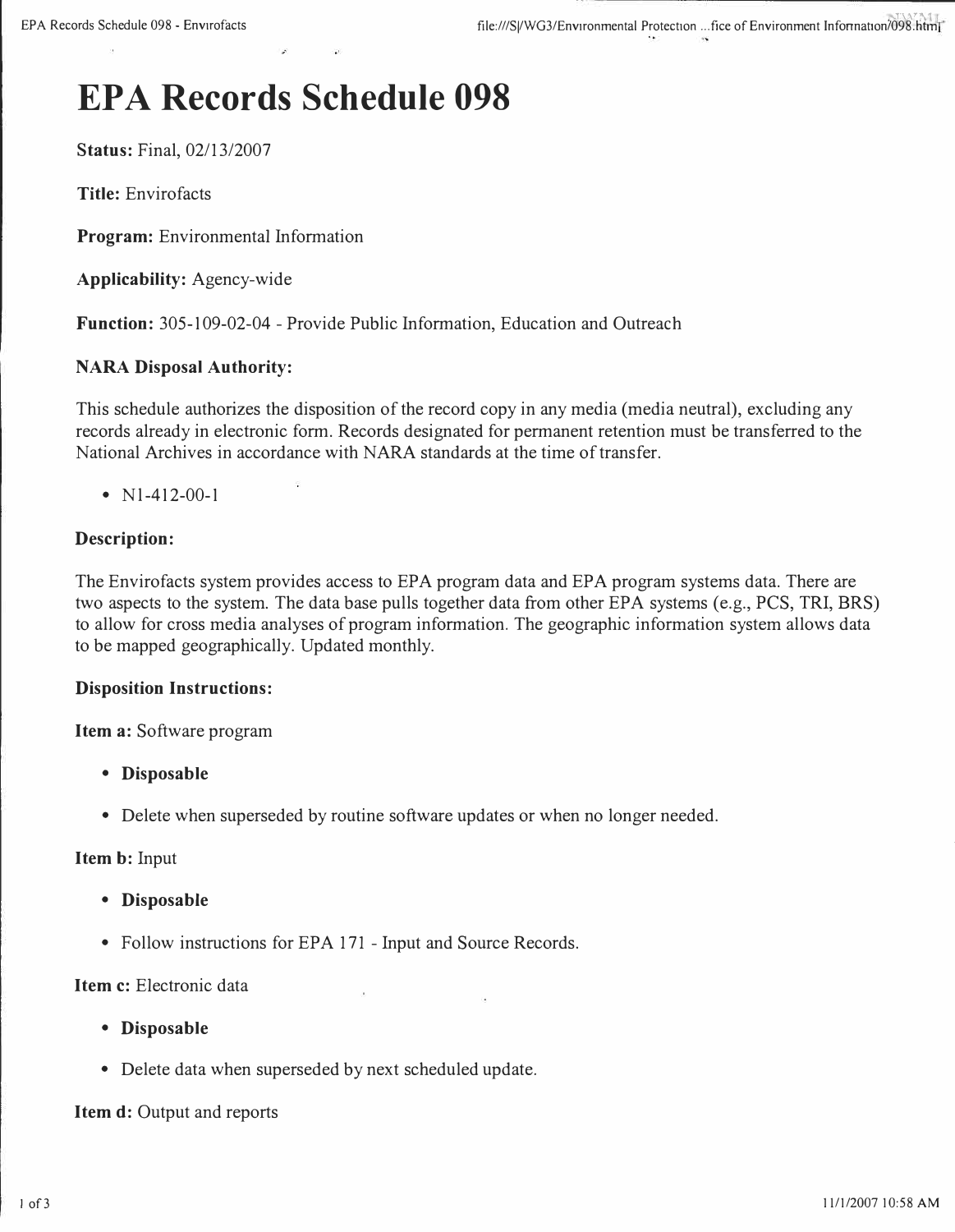# EPA Records Schedule 098

**Status:** Final, 02/13/2007

**Title:** Envirofacts

**Program:** Environmental Information

**Applicability:** Agency-wide

**Function:** 305-109-02-04 - Provide Public Information, Education and Outreach

**NARA Disposal Authority:**

This schedule authorizes the disposition of the record copy in any media (media neutral), excluding any records already in electronic form. Records designated for permanent retention must be transferred to the National Archives in accordance with NARA standards at the time of transfer.

- N1-412-00-1

**Description:**

The Envirofacts system provides access to EPA program data and EPA program systems data. There are two aspects to the system. The data base pulls together data from other EPA systems (e.g., PCS, TRI, BRS) to allow for cross media analyses of program information. The geographic information system allows data to be mapped geographically. Updated monthly.

**Disposition Instructions:**

**Item a:** Software program

- **Disposable**
- Delete when superseded by routine software updates or when no longer needed.

**Item b:** Input

- **Disposable**
- Follow instructions for EPA 171 - Input and Source Records.

**Item c:** Electronic data

- **Disposable**
- Delete data when superseded by next scheduled update.

**Item d:** Output and reports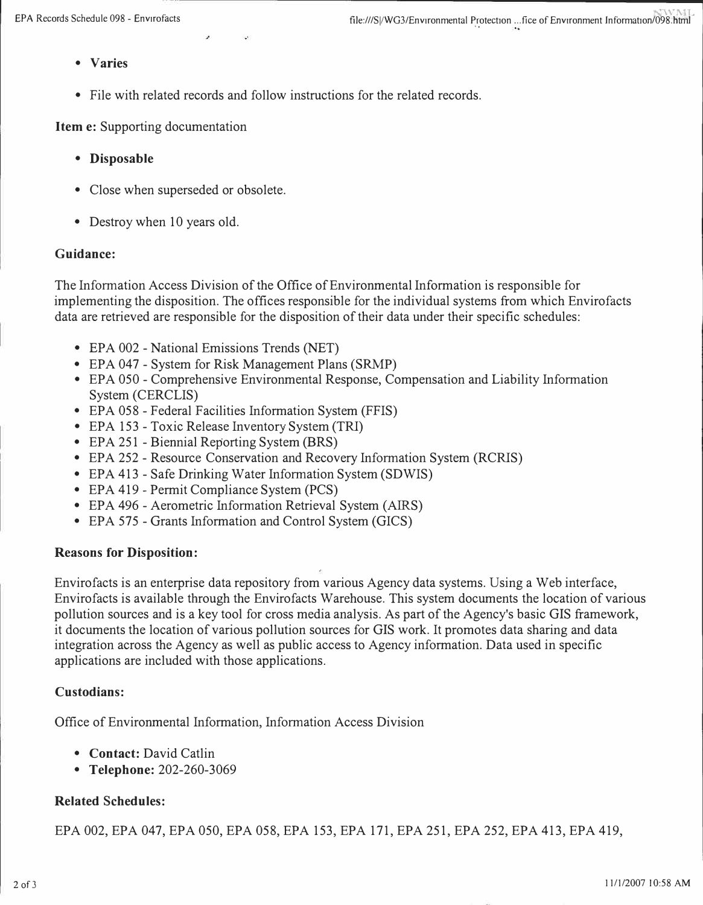- **Varies**
- File with related records and follow instructions for the related records.

**Item e:** Supporting documentation

- **Disposable**
- Close when superseded or obsolete.
- Destroy when 10 years old.

**Guidance:**

The Information Access Division of the Office of Environmental Information is responsible for implementing the disposition. The offices responsible for the individual systems from which Envirofacts data are retrieved are responsible for the disposition of their data under their specific schedules:

- EPA 002 - National Emissions Trends (NET)
- EPA 047 - System for Risk Management Plans (SRMP)
- EPA 050 - Comprehensive Environmental Response, Compensation and Liability Information System (CERCLIS)
- EPA 058 - Federal Facilities Information System (FFIS)
- EPA 153 - Toxic Release Inventory System (TRI)
- EPA 251 - Biennial Reporting System (BRS)
- EPA 252 - Resource Conservation and Recovery Information System (RCRIS)
- EPA 413 - Safe Drinking Water Information System (SDWIS)
- EPA 419 - Permit Compliance System (PCS)
- EPA 496 - Aerometric Information Retrieval System (AIRS)
- EPA 575 - Grants Information and Control System (GICS)

**Reasons for Disposition:**

Envirofacts is an enterprise data repository from various Agency data systems. Using a Web interface, Envirofacts is available through the Envirofacts Warehouse. This system documents the location of various pollution sources and is a key tool for cross media analysis. As part of the Agency's basic GIS framework, it documents the location of various pollution sources for GIS work. It promotes data sharing and data integration across the Agency as well as public access to Agency information. Data used in specific applications are included with those applications.

**Custodians:**

Office of Environmental Information, Information Access Division

- **Contact:** David Catlin
- **Telephone:** 202-260-3069

**Related Schedules:**

EPA 002, EPA 047, EPA 050, EPA 058, EPA 153, EPA 171, EPA 251, EPA 252, EPA 413, EPA 419,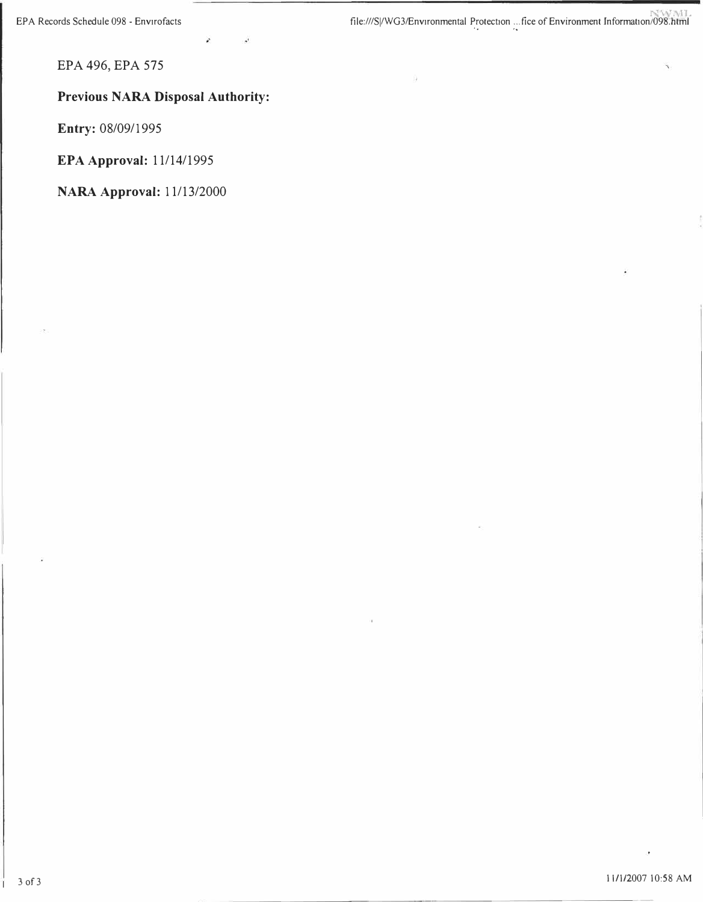EPA 496, EPA 575

**Previous NARA Disposal Authority:**

**Entry:** 08/09/1995

**EPA Approval:** 11/14/1995

**NARA Approval:** 11/13/2000